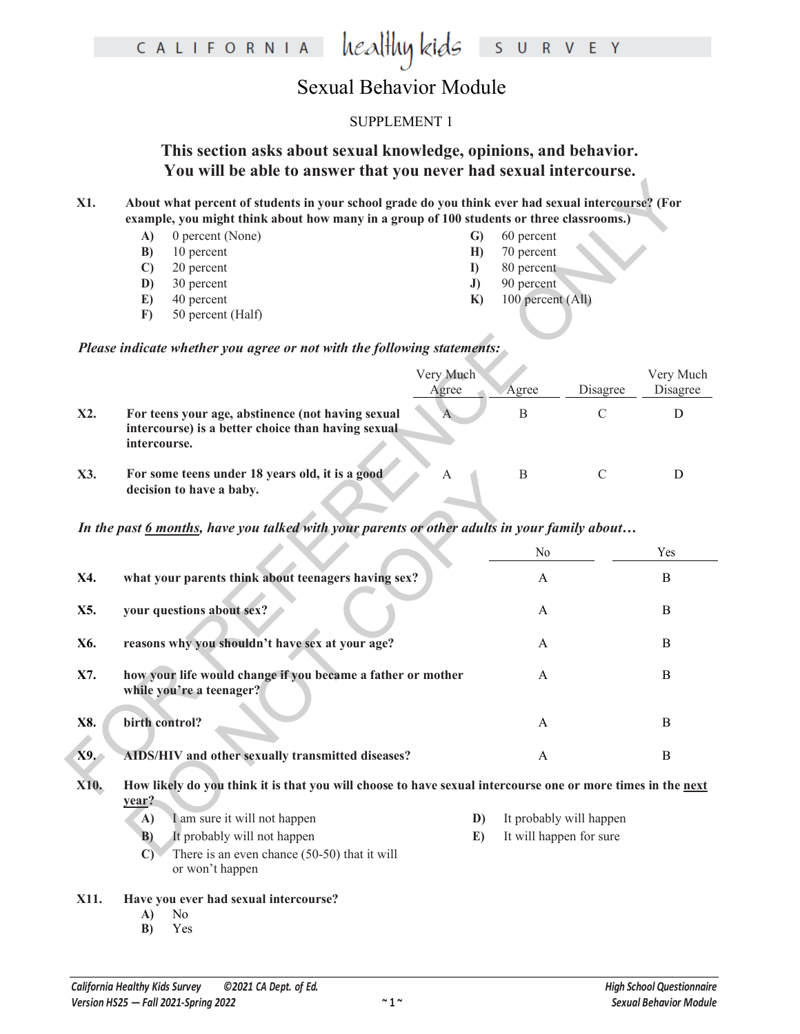CALIFORNIA healthy kids SURVEY

# Sexual Behavior Module

SUPPLEMENT 1

## This section asks about sexual knowledge, opinions, and behavior. You will be able to answer that you never had sexual intercourse.

**X1. About what percent of students in your school grade do you think ever had sexual intercourse? (For example, you might think about how many in a group of 100 students or three classrooms.)**

- **A)** 0 percent (None)
- **B)** 10 percent
- **C)** 20 percent
- **D)** 30 percent
- **E)** 40 percent
- **F)** 50 percent (Half)
- **G)** 60 percent
- **H)** 70 percent
- **I)** 80 percent
- **J)** 90 percent
- **K)** 100 percent (All)

***Please indicate whether you agree or not with the following statements:***

| | | Very Much Agree | Agree | Disagree | Very Much Disagree |
|---|---|---|---|---|---|
| **X2.** | **For teens your age, abstinence (not having sexual intercourse) is a better choice than having sexual intercourse.** | A | B | C | D |
| **X3.** | **For some teens under 18 years old, it is a good decision to have a baby.** | A | B | C | D |

***In the past 6 months, have you talked with your parents or other adults in your family about…***

| | | No | Yes |
|---|---|---|---|
| **X4.** | **what your parents think about teenagers having sex?** | A | B |
| **X5.** | **your questions about sex?** | A | B |
| **X6.** | **reasons why you shouldn't have sex at your age?** | A | B |
| **X7.** | **how your life would change if you became a father or mother while you're a teenager?** | A | B |
| **X8.** | **birth control?** | A | B |
| **X9.** | **AIDS/HIV and other sexually transmitted diseases?** | A | B |

**X10. How likely do you think it is that you will choose to have sexual intercourse one or more times in the next year?**

- **A)** I am sure it will not happen
- **B)** It probably will not happen
- **C)** There is an even chance (50-50) that it will or won't happen
- **D)** It probably will happen
- **E)** It will happen for sure

**X11. Have you ever had sexual intercourse?**

- **A)** No
- **B)** Yes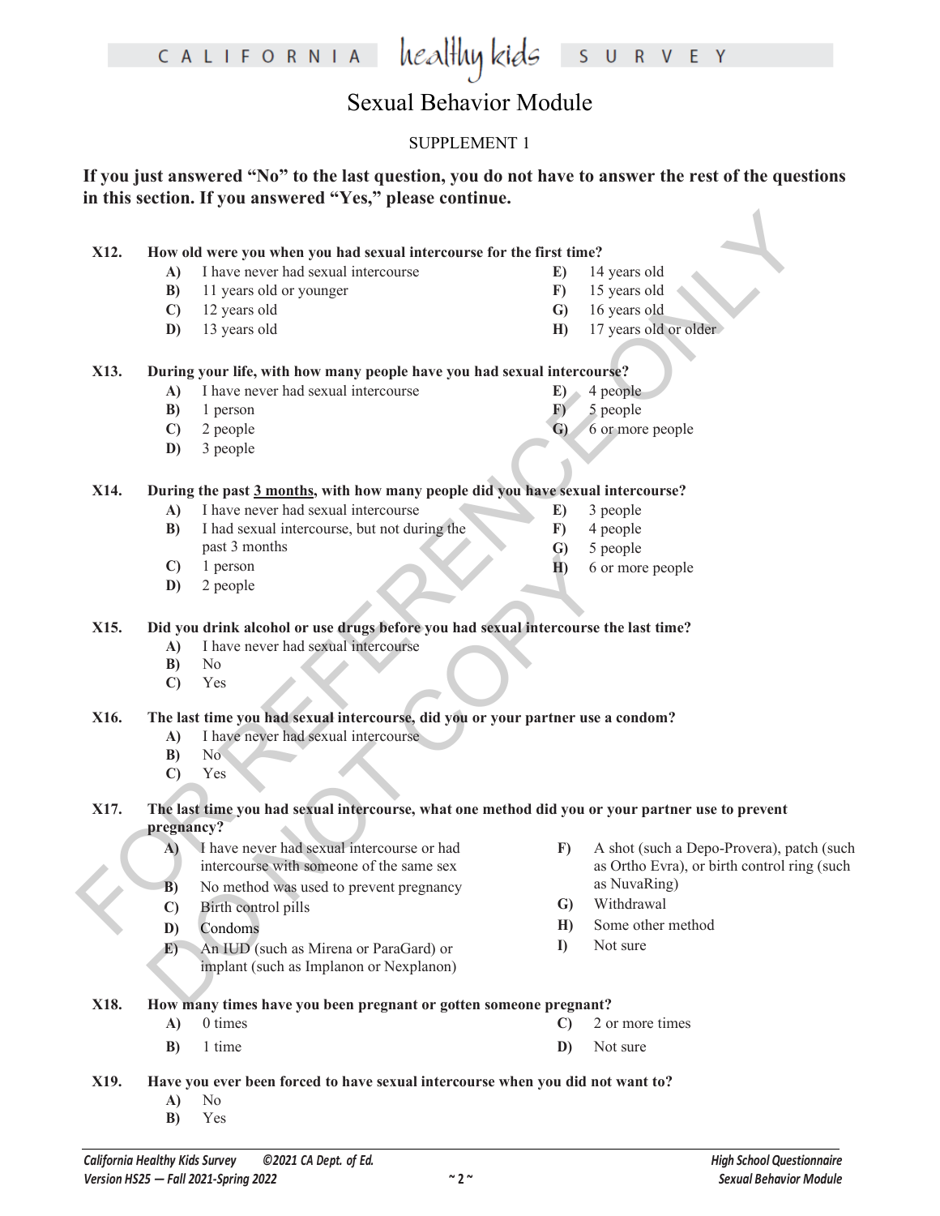# Sexual Behavior Module

SUPPLEMENT 1

**If you just answered "No" to the last question, you do not have to answer the rest of the questions in this section. If you answered "Yes," please continue.**

**X12. How old were you when you had sexual intercourse for the first time?**

- **A)** I have never had sexual intercourse
- **B)** 11 years old or younger
- **C)** 12 years old
- **D)** 13 years old
- **E)** 14 years old
- **F)** 15 years old
- **G)** 16 years old
- **H)** 17 years old or older

**X13. During your life, with how many people have you had sexual intercourse?**

- **A)** I have never had sexual intercourse
- **B)** 1 person
- **C)** 2 people
- **D)** 3 people
- **E)** 4 people
- **F)** 5 people
- **G)** 6 or more people

**X14. During the past 3 months, with how many people did you have sexual intercourse?**

- **A)** I have never had sexual intercourse
- **B)** I had sexual intercourse, but not during the past 3 months
- **C)** 1 person
- **D)** 2 people
- **E)** 3 people
- **F)** 4 people
- **G)** 5 people
- **H)** 6 or more people

**X15. Did you drink alcohol or use drugs before you had sexual intercourse the last time?**

- **A)** I have never had sexual intercourse
- **B)** No
- **C)** Yes

**X16. The last time you had sexual intercourse, did you or your partner use a condom?**

- **A)** I have never had sexual intercourse
- **B)** No
- **C)** Yes

**X17. The last time you had sexual intercourse, what one method did you or your partner use to prevent pregnancy?**

- **A)** I have never had sexual intercourse or had intercourse with someone of the same sex
- **B)** No method was used to prevent pregnancy
- **C)** Birth control pills
- **D)** Condoms
- **E)** An IUD (such as Mirena or ParaGard) or implant (such as Implanon or Nexplanon)
- **F)** A shot (such a Depo-Provera), patch (such as Ortho Evra), or birth control ring (such as NuvaRing)
- **G)** Withdrawal
- **H)** Some other method
- **I)** Not sure

**X18. How many times have you been pregnant or gotten someone pregnant?**

- **A)** 0 times
- **B)** 1 time
- **C)** 2 or more times
- **D)** Not sure

**X19. Have you ever been forced to have sexual intercourse when you did not want to?**

- **A)** No
- **B)** Yes